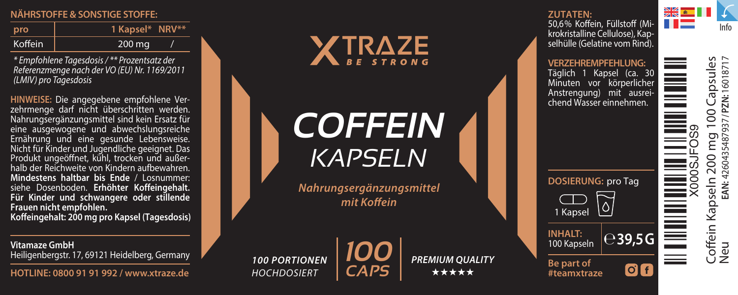## NÄHRSTOFFE & SONSTIGE STOFFE:

| pro | 1 Kapsel* | NRV** |
|---|---|---|
| Koffein | 200 mg | / |

*\* Empfohlene Tagesdosis / \*\* Prozentsatz der Referenzmenge nach der VO (EU) Nr. 1169/2011 (LMIV) pro Tagesdosis*

**HINWEISE:** Die angegebene empfohlene Verzehrmenge darf nicht überschritten werden. Nahrungsergänzungsmittel sind kein Ersatz für eine ausgewogene und abwechslungsreiche Ernährung und eine gesunde Lebensweise. Nicht für Kinder und Jugendliche geeignet. Das Produkt ungeöffnet, kühl, trocken und außerhalb der Reichweite von Kindern aufbewahren. **Mindestens haltbar bis Ende** / Losnummer: siehe Dosenboden. **Erhöhter Koffeingehalt. Für Kinder und schwangere oder stillende Frauen nicht empfohlen.**
**Koffeingehalt: 200 mg pro Kapsel (Tagesdosis)**

**Vitamaze GmbH**
Heiligenbergstr. 17, 69121 Heidelberg, Germany

**HOTLINE: 0800 91 91 992 / www.xtraze.de**

# XTRAZE
BE STRONG

# COFFEIN
## KAPSELN

*Nahrungsergänzungsmittel mit Koffein*

*100 PORTIONEN*
*HOCHDOSIERT*

*100 CAPS*

*PREMIUM QUALITY*
★★★★★

**ZUTATEN:**
50,6% Koffein, Füllstoff (Mikrokristalline Cellulose), Kapselhülle (Gelatine vom Rind).

**VERZEHREMPFEHLUNG:**
Täglich 1 Kapsel (ca. 30 Minuten vor körperlicher Anstrengung) mit ausreichend Wasser einnehmen.

**DOSIERUNG:** pro Tag
1 Kapsel

**INHALT:**
100 Kapseln
℮ **39,5 G**

**Be part of #teamxtraze**

Info

X000SJFOS9
Coffein Kapseln 200 mg 100 Capsules
Neu
**EAN:** 4260435487937 / **PZN:** 16018717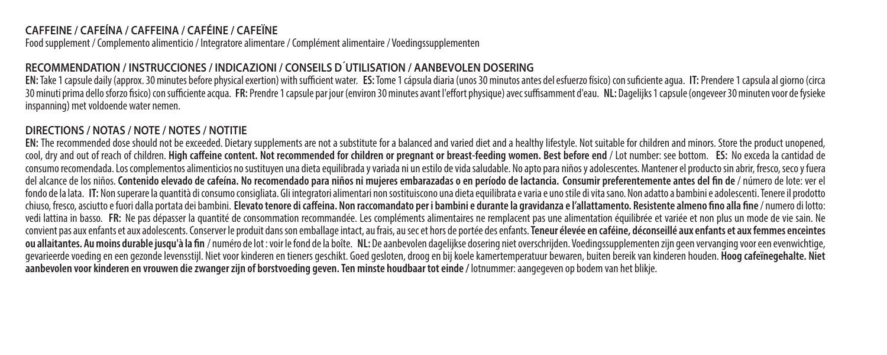## CAFFEINE / CAFEÍNA / CAFFEINA / CAFÉINE / CAFEÏNE

Food supplement / Complemento alimenticio / Integratore alimentare / Complément alimentaire / Voedingssupplementen

## RECOMMENDATION / INSTRUCCIONES / INDICAZIONI / CONSEILS D´UTILISATION / AANBEVOLEN DOSERING

**EN:** Take 1 capsule daily (approx. 30 minutes before physical exertion) with sufficient water. **ES:** Tome 1 cápsula diaria (unos 30 minutos antes del esfuerzo físico) con suficiente agua. **IT:** Prendere 1 capsula al giorno (circa 30 minuti prima dello sforzo fisico) con sufficiente acqua. **FR:** Prendre 1 capsule par jour (environ 30 minutes avant l'effort physique) avec suffisamment d'eau. **NL:** Dagelijks 1 capsule (ongeveer 30 minuten voor de fysieke inspanning) met voldoende water nemen.

## DIRECTIONS / NOTAS / NOTE / NOTES / NOTITIE

**EN:** The recommended dose should not be exceeded. Dietary supplements are not a substitute for a balanced and varied diet and a healthy lifestyle. Not suitable for children and minors. Store the product unopened, cool, dry and out of reach of children. **High caffeine content. Not recommended for children or pregnant or breast-feeding women. Best before end** / Lot number: see bottom. **ES:** No exceda la cantidad de consumo recomendada. Los complementos alimenticios no sustituyen una dieta equilibrada y variada ni un estilo de vida saludable. No apto para niños y adolescentes. Mantener el producto sin abrir, fresco, seco y fuera del alcance de los niños. **Contenido elevado de cafeína. No recomendado para niños ni mujeres embarazadas o en período de lactancia. Consumir preferentemente antes del fin de** / número de lote: ver el fondo de la lata. **IT:** Non superare la quantità di consumo consigliata. Gli integratori alimentari non sostituiscono una dieta equilibrata e varia e uno stile di vita sano. Non adatto a bambini e adolescenti. Tenere il prodotto chiuso, fresco, asciutto e fuori dalla portata dei bambini. **Elevato tenore di caffeina. Non raccomandato per i bambini e durante la gravidanza e l'allattamento. Resistente almeno fino alla fine** / numero di lotto: vedi lattina in basso. **FR:** Ne pas dépasser la quantité de consommation recommandée. Les compléments alimentaires ne remplacent pas une alimentation équilibrée et variée et non plus un mode de vie sain. Ne convient pas aux enfants et aux adolescents. Conserver le produit dans son emballage intact, au frais, au sec et hors de portée des enfants. **Teneur élevée en caféine, déconseillé aux enfants et aux femmes enceintes ou allaitantes. Au moins durable jusqu'à la fin** / numéro de lot : voir le fond de la boîte. **NL:** De aanbevolen dagelijkse dosering niet overschrijden. Voedingssupplementen zijn geen vervanging voor een evenwichtige, gevarieerde voeding en een gezonde levensstijl. Niet voor kinderen en tieners geschikt. Goed gesloten, droog en bij koele kamertemperatuur bewaren, buiten bereik van kinderen houden. **Hoog cafeïnegehalte. Niet aanbevolen voor kinderen en vrouwen die zwanger zijn of borstvoeding geven. Ten minste houdbaar tot einde** / lotnummer: aangegeven op bodem van het blikje.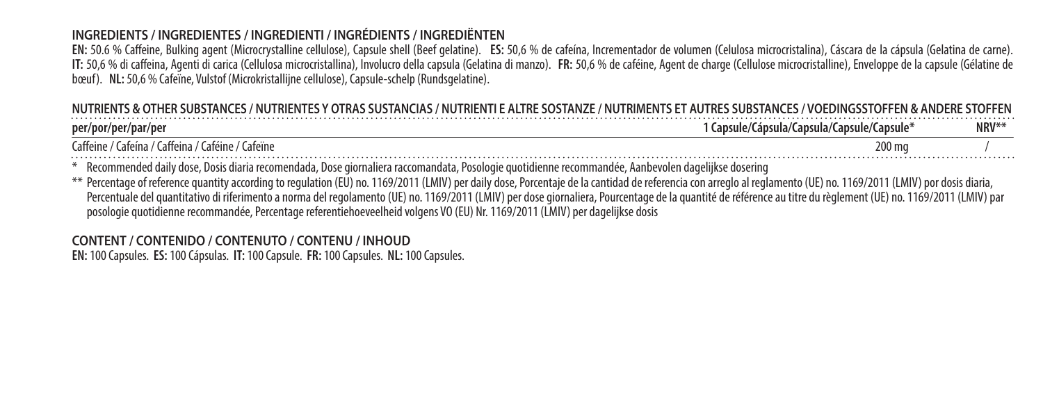## INGREDIENTS / INGREDIENTES / INGREDIENTI / INGRÉDIENTS / INGREDIËNTEN

**EN:** 50.6 % Caffeine, Bulking agent (Microcrystalline cellulose), Capsule shell (Beef gelatine). **ES:** 50,6 % de cafeína, Incrementador de volumen (Celulosa microcristalina), Cáscara de la cápsula (Gelatina de carne). **IT:** 50,6 % di caffeina, Agenti di carica (Cellulosa microcristallina), Involucro della capsula (Gelatina di manzo). **FR:** 50,6 % de caféine, Agent de charge (Cellulose microcristalline), Enveloppe de la capsule (Gélatine de bœuf). **NL:** 50,6 % Cafeïne, Vulstof (Microkristallijne cellulose), Capsule-schelp (Rundsgelatine).

## NUTRIENTS & OTHER SUBSTANCES / NUTRIENTES Y OTRAS SUSTANCIAS / NUTRIENTI E ALTRE SOSTANZE / NUTRIMENTS ET AUTRES SUBSTANCES / VOEDINGSSTOFFEN & ANDERE STOFFEN

| per/por/per/par/per | 1 Capsule/Cápsula/Capsula/Capsule/Capsule* | NRV** |
|---|---|---|
| Caffeine / Cafeína / Caffeina / Caféine / Cafeïne | 200 mg | / |

\* Recommended daily dose, Dosis diaria recomendada, Dose giornaliera raccomandata, Posologie quotidienne recommandée, Aanbevolen dagelijkse dosering

\*\* Percentage of reference quantity according to regulation (EU) no. 1169/2011 (LMIV) per daily dose, Porcentaje de la cantidad de referencia con arreglo al reglamento (UE) no. 1169/2011 (LMIV) por dosis diaria, Percentuale del quantitativo di riferimento a norma del regolamento (UE) no. 1169/2011 (LMIV) per dose giornaliera, Pourcentage de la quantité de référence au titre du règlement (UE) no. 1169/2011 (LMIV) par posologie quotidienne recommandée, Percentage referentiehoeveelheid volgens VO (EU) Nr. 1169/2011 (LMIV) per dagelijkse dosis

## CONTENT / CONTENIDO / CONTENUTO / CONTENU / INHOUD

**EN:** 100 Capsules. **ES:** 100 Cápsulas. **IT:** 100 Capsule. **FR:** 100 Capsules. **NL:** 100 Capsules.